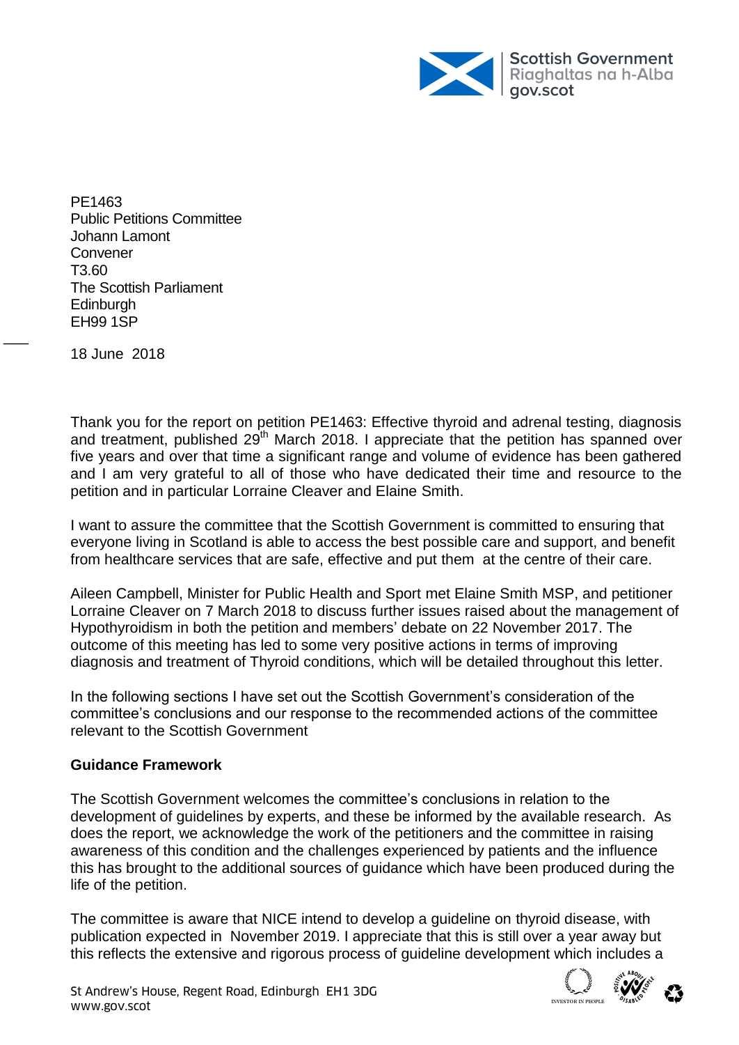Scottish Government
Riaghaltas na h-Alba
gov.scot

PE1463
Public Petitions Committee
Johann Lamont
Convener
T3.60
The Scottish Parliament
Edinburgh
EH99 1SP

18 June 2018

Thank you for the report on petition PE1463: Effective thyroid and adrenal testing, diagnosis and treatment, published 29th March 2018. I appreciate that the petition has spanned over five years and over that time a significant range and volume of evidence has been gathered and I am very grateful to all of those who have dedicated their time and resource to the petition and in particular Lorraine Cleaver and Elaine Smith.

I want to assure the committee that the Scottish Government is committed to ensuring that everyone living in Scotland is able to access the best possible care and support, and benefit from healthcare services that are safe, effective and put them at the centre of their care.

Aileen Campbell, Minister for Public Health and Sport met Elaine Smith MSP, and petitioner Lorraine Cleaver on 7 March 2018 to discuss further issues raised about the management of Hypothyroidism in both the petition and members' debate on 22 November 2017. The outcome of this meeting has led to some very positive actions in terms of improving diagnosis and treatment of Thyroid conditions, which will be detailed throughout this letter.

In the following sections I have set out the Scottish Government's consideration of the committee's conclusions and our response to the recommended actions of the committee relevant to the Scottish Government

**Guidance Framework**

The Scottish Government welcomes the committee's conclusions in relation to the development of guidelines by experts, and these be informed by the available research. As does the report, we acknowledge the work of the petitioners and the committee in raising awareness of this condition and the challenges experienced by patients and the influence this has brought to the additional sources of guidance which have been produced during the life of the petition.

The committee is aware that NICE intend to develop a guideline on thyroid disease, with publication expected in November 2019. I appreciate that this is still over a year away but this reflects the extensive and rigorous process of guideline development which includes a

St Andrew's House, Regent Road, Edinburgh EH1 3DG
www.gov.scot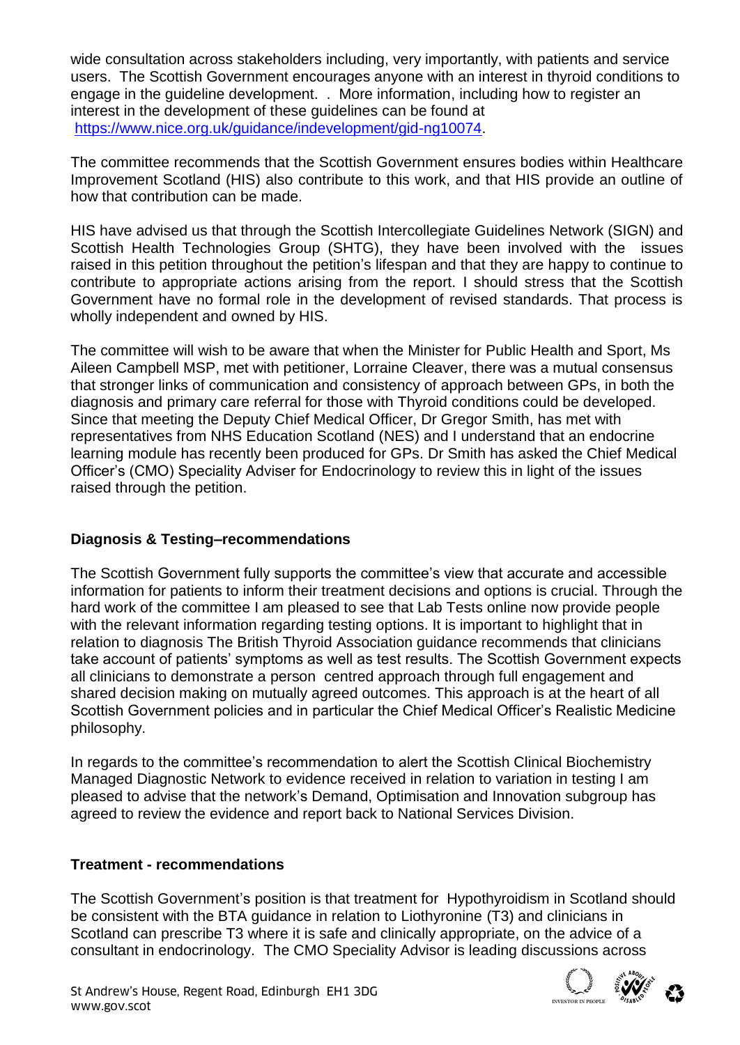wide consultation across stakeholders including, very importantly, with patients and service users. The Scottish Government encourages anyone with an interest in thyroid conditions to engage in the guideline development. . More information, including how to register an interest in the development of these guidelines can be found at https://www.nice.org.uk/guidance/indevelopment/gid-ng10074.

The committee recommends that the Scottish Government ensures bodies within Healthcare Improvement Scotland (HIS) also contribute to this work, and that HIS provide an outline of how that contribution can be made.

HIS have advised us that through the Scottish Intercollegiate Guidelines Network (SIGN) and Scottish Health Technologies Group (SHTG), they have been involved with the issues raised in this petition throughout the petition's lifespan and that they are happy to continue to contribute to appropriate actions arising from the report. I should stress that the Scottish Government have no formal role in the development of revised standards. That process is wholly independent and owned by HIS.

The committee will wish to be aware that when the Minister for Public Health and Sport, Ms Aileen Campbell MSP, met with petitioner, Lorraine Cleaver, there was a mutual consensus that stronger links of communication and consistency of approach between GPs, in both the diagnosis and primary care referral for those with Thyroid conditions could be developed. Since that meeting the Deputy Chief Medical Officer, Dr Gregor Smith, has met with representatives from NHS Education Scotland (NES) and I understand that an endocrine learning module has recently been produced for GPs. Dr Smith has asked the Chief Medical Officer's (CMO) Speciality Adviser for Endocrinology to review this in light of the issues raised through the petition.

**Diagnosis & Testing–recommendations**

The Scottish Government fully supports the committee's view that accurate and accessible information for patients to inform their treatment decisions and options is crucial. Through the hard work of the committee I am pleased to see that Lab Tests online now provide people with the relevant information regarding testing options. It is important to highlight that in relation to diagnosis The British Thyroid Association guidance recommends that clinicians take account of patients' symptoms as well as test results. The Scottish Government expects all clinicians to demonstrate a person centred approach through full engagement and shared decision making on mutually agreed outcomes. This approach is at the heart of all Scottish Government policies and in particular the Chief Medical Officer's Realistic Medicine philosophy.

In regards to the committee's recommendation to alert the Scottish Clinical Biochemistry Managed Diagnostic Network to evidence received in relation to variation in testing I am pleased to advise that the network's Demand, Optimisation and Innovation subgroup has agreed to review the evidence and report back to National Services Division.

**Treatment - recommendations**

The Scottish Government's position is that treatment for Hypothyroidism in Scotland should be consistent with the BTA guidance in relation to Liothyronine (T3) and clinicians in Scotland can prescribe T3 where it is safe and clinically appropriate, on the advice of a consultant in endocrinology. The CMO Speciality Advisor is leading discussions across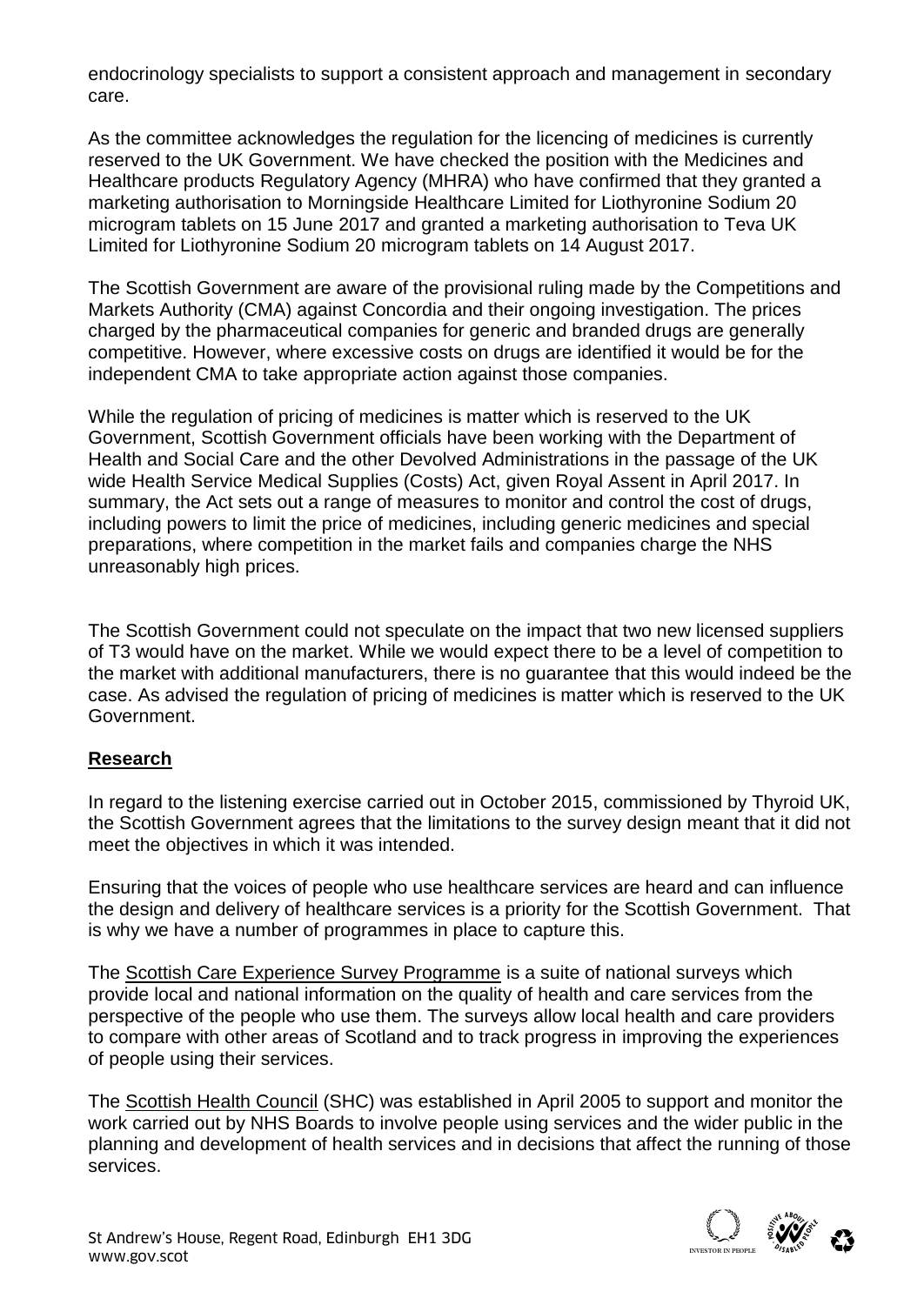endocrinology specialists to support a consistent approach and management in secondary care.

As the committee acknowledges the regulation for the licencing of medicines is currently reserved to the UK Government. We have checked the position with the Medicines and Healthcare products Regulatory Agency (MHRA) who have confirmed that they granted a marketing authorisation to Morningside Healthcare Limited for Liothyronine Sodium 20 microgram tablets on 15 June 2017 and granted a marketing authorisation to Teva UK Limited for Liothyronine Sodium 20 microgram tablets on 14 August 2017.

The Scottish Government are aware of the provisional ruling made by the Competitions and Markets Authority (CMA) against Concordia and their ongoing investigation. The prices charged by the pharmaceutical companies for generic and branded drugs are generally competitive. However, where excessive costs on drugs are identified it would be for the independent CMA to take appropriate action against those companies.

While the regulation of pricing of medicines is matter which is reserved to the UK Government, Scottish Government officials have been working with the Department of Health and Social Care and the other Devolved Administrations in the passage of the UK wide Health Service Medical Supplies (Costs) Act, given Royal Assent in April 2017. In summary, the Act sets out a range of measures to monitor and control the cost of drugs, including powers to limit the price of medicines, including generic medicines and special preparations, where competition in the market fails and companies charge the NHS unreasonably high prices.

The Scottish Government could not speculate on the impact that two new licensed suppliers of T3 would have on the market. While we would expect there to be a level of competition to the market with additional manufacturers, there is no guarantee that this would indeed be the case. As advised the regulation of pricing of medicines is matter which is reserved to the UK Government.

**Research**

In regard to the listening exercise carried out in October 2015, commissioned by Thyroid UK, the Scottish Government agrees that the limitations to the survey design meant that it did not meet the objectives in which it was intended.

Ensuring that the voices of people who use healthcare services are heard and can influence the design and delivery of healthcare services is a priority for the Scottish Government. That is why we have a number of programmes in place to capture this.

The Scottish Care Experience Survey Programme is a suite of national surveys which provide local and national information on the quality of health and care services from the perspective of the people who use them. The surveys allow local health and care providers to compare with other areas of Scotland and to track progress in improving the experiences of people using their services.

The Scottish Health Council (SHC) was established in April 2005 to support and monitor the work carried out by NHS Boards to involve people using services and the wider public in the planning and development of health services and in decisions that affect the running of those services.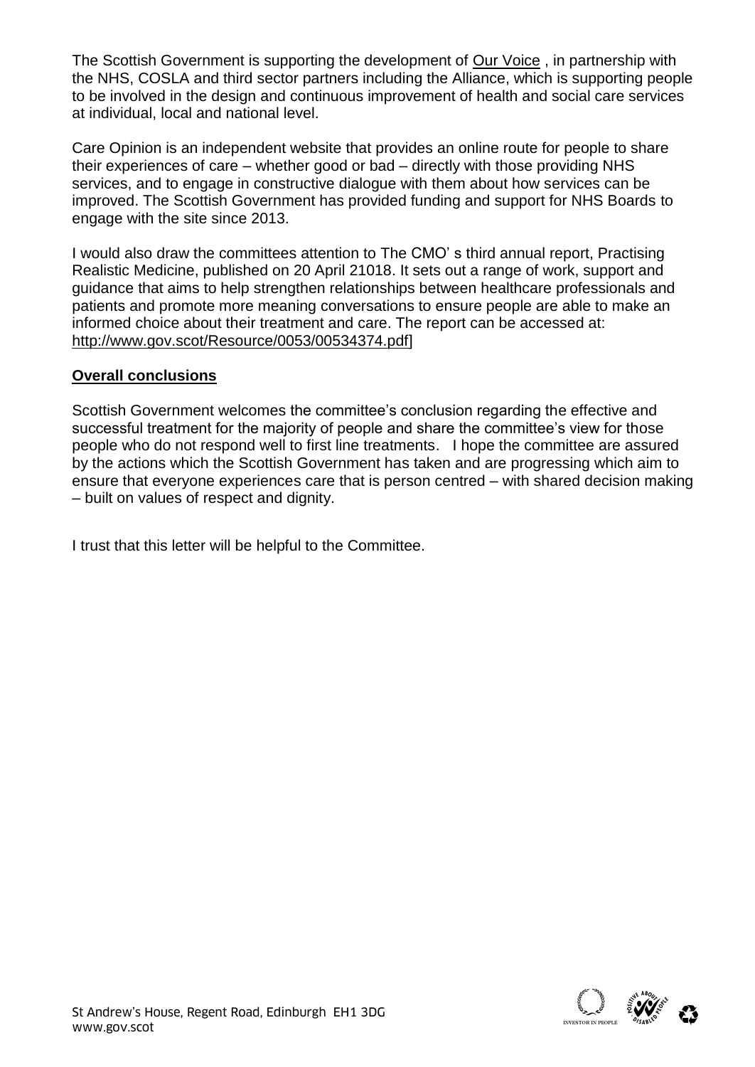The Scottish Government is supporting the development of Our Voice , in partnership with the NHS, COSLA and third sector partners including the Alliance, which is supporting people to be involved in the design and continuous improvement of health and social care services at individual, local and national level.

Care Opinion is an independent website that provides an online route for people to share their experiences of care – whether good or bad – directly with those providing NHS services, and to engage in constructive dialogue with them about how services can be improved. The Scottish Government has provided funding and support for NHS Boards to engage with the site since 2013.

I would also draw the committees attention to The CMO' s third annual report, Practising Realistic Medicine, published on 20 April 21018. It sets out a range of work, support and guidance that aims to help strengthen relationships between healthcare professionals and patients and promote more meaning conversations to ensure people are able to make an informed choice about their treatment and care. The report can be accessed at: http://www.gov.scot/Resource/0053/00534374.pdf]

## Overall conclusions

Scottish Government welcomes the committee's conclusion regarding the effective and successful treatment for the majority of people and share the committee's view for those people who do not respond well to first line treatments. I hope the committee are assured by the actions which the Scottish Government has taken and are progressing which aim to ensure that everyone experiences care that is person centred – with shared decision making – built on values of respect and dignity.

I trust that this letter will be helpful to the Committee.